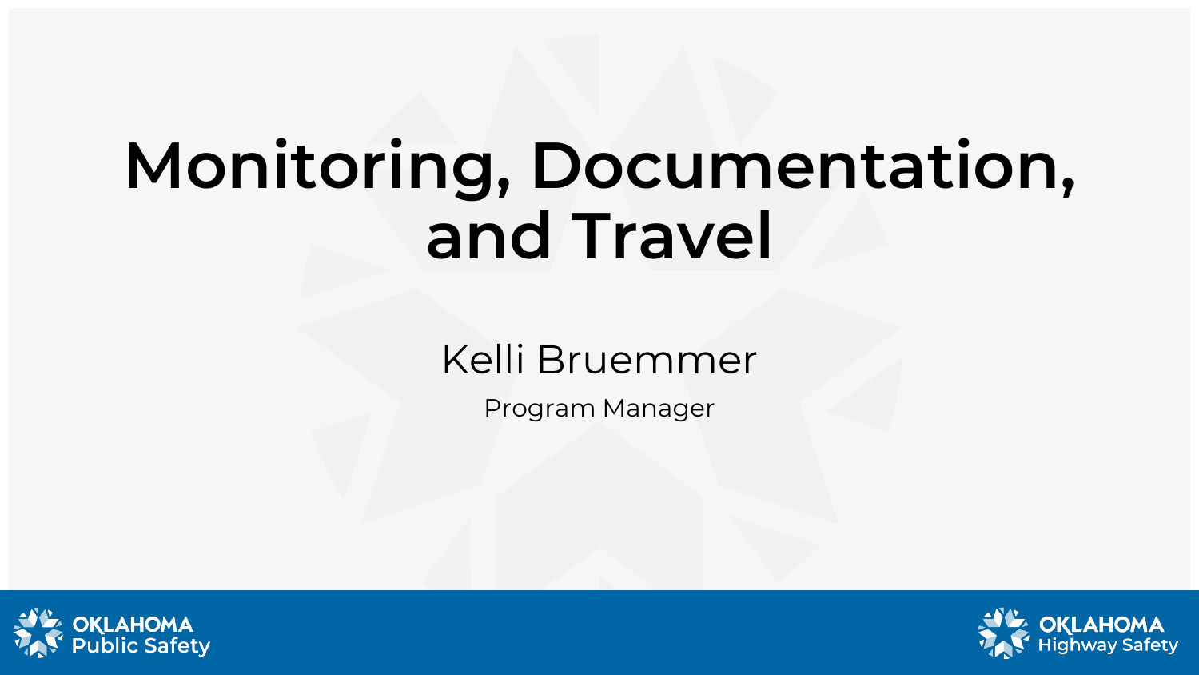# Monitoring, Documentation, and Travel

Kelli Bruemmer

Program Manager

OKLAHOMA Public Safety

OKLAHOMA Highway Safety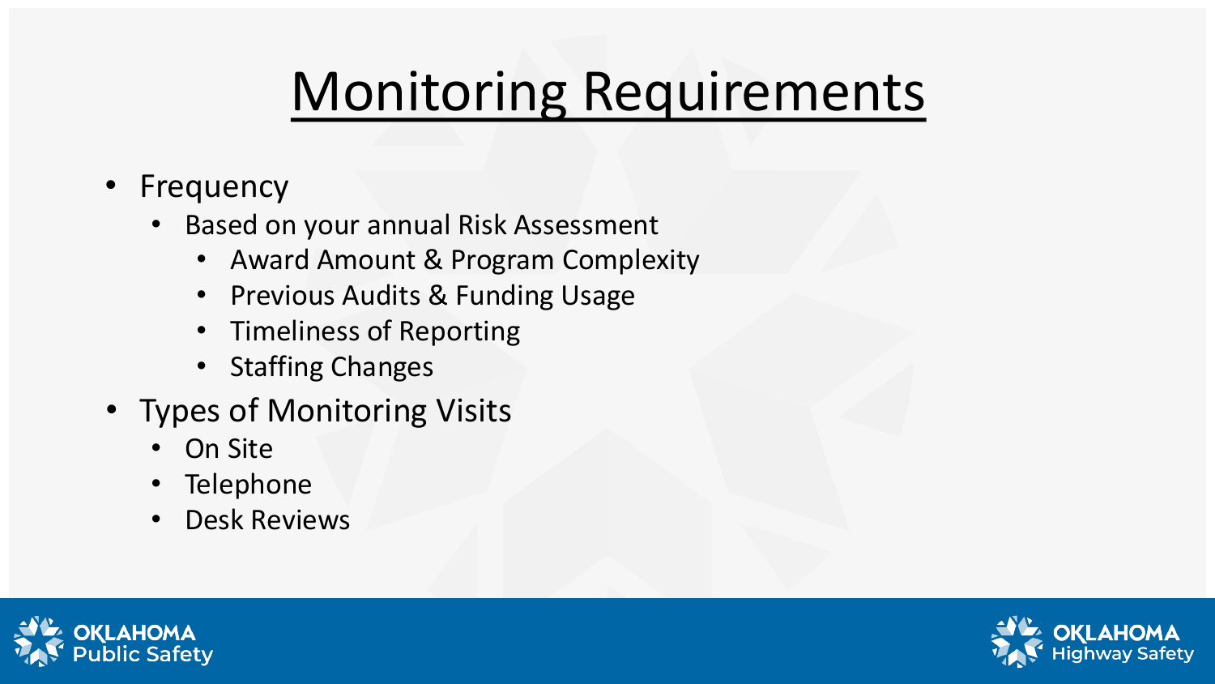# Monitoring Requirements

- Frequency
  - Based on your annual Risk Assessment
    - Award Amount & Program Complexity
    - Previous Audits & Funding Usage
    - Timeliness of Reporting
    - Staffing Changes
- Types of Monitoring Visits
  - On Site
  - Telephone
  - Desk Reviews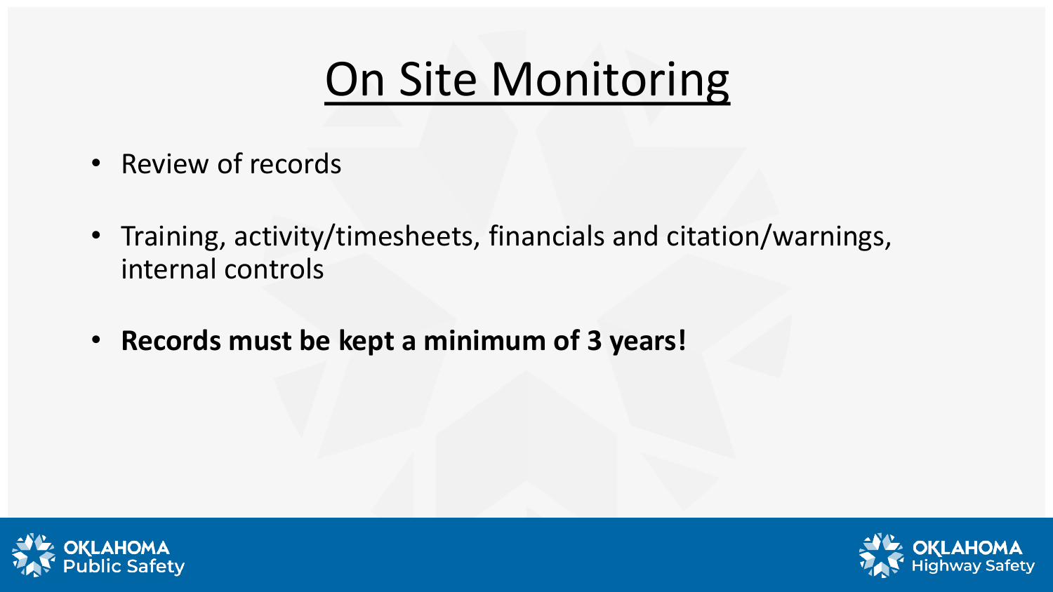# On Site Monitoring

- Review of records
- Training, activity/timesheets, financials and citation/warnings, internal controls
- **Records must be kept a minimum of 3 years!**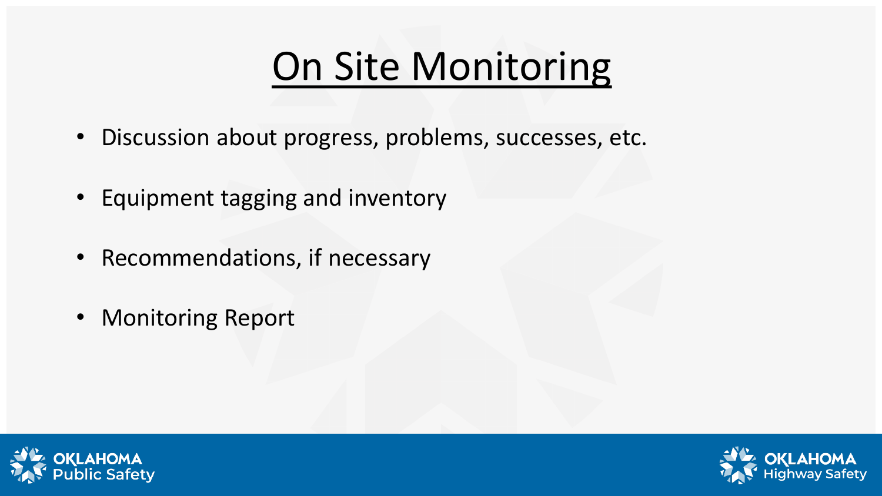# On Site Monitoring

- Discussion about progress, problems, successes, etc.
- Equipment tagging and inventory
- Recommendations, if necessary
- Monitoring Report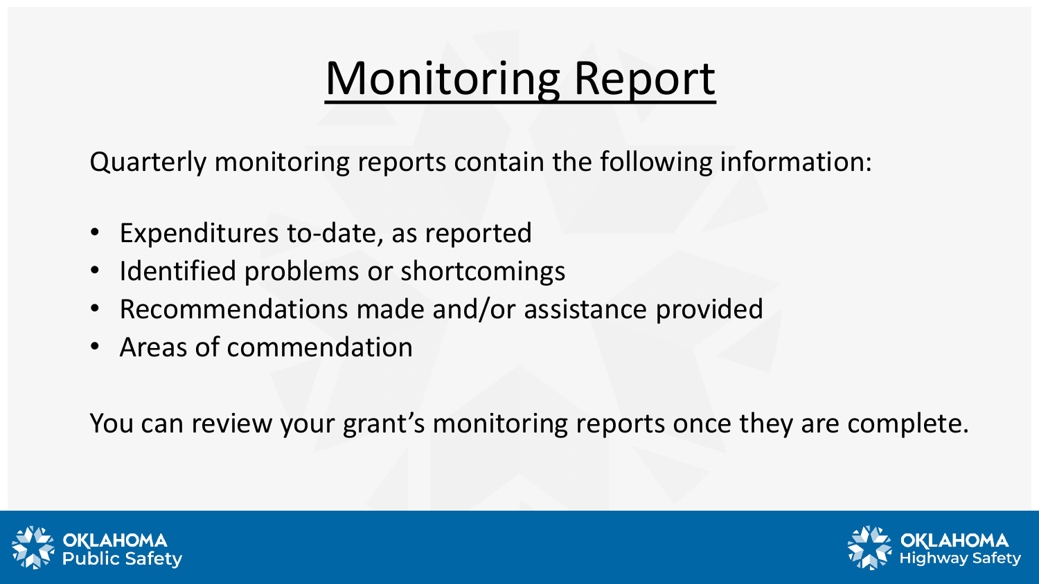# Monitoring Report

Quarterly monitoring reports contain the following information:

- Expenditures to-date, as reported
- Identified problems or shortcomings
- Recommendations made and/or assistance provided
- Areas of commendation

You can review your grant's monitoring reports once they are complete.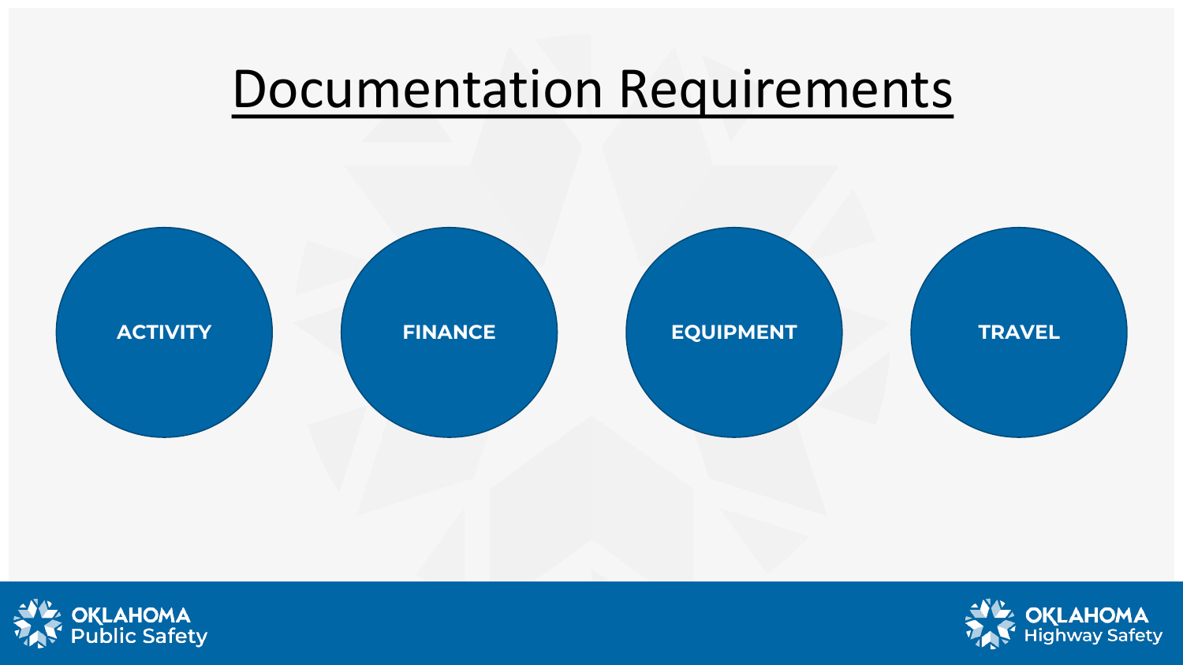# Documentation Requirements

- ACTIVITY
- FINANCE
- EQUIPMENT
- TRAVEL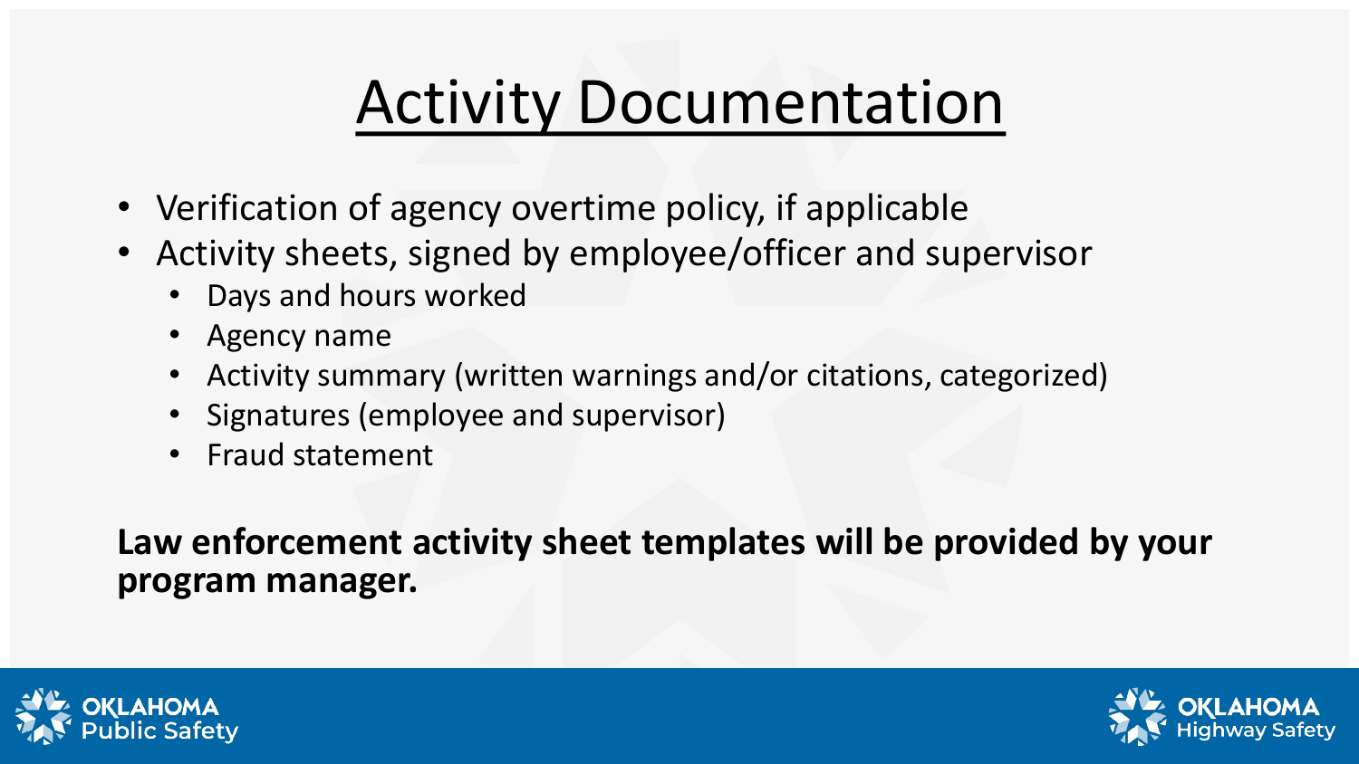# Activity Documentation

- Verification of agency overtime policy, if applicable
- Activity sheets, signed by employee/officer and supervisor
  - Days and hours worked
  - Agency name
  - Activity summary (written warnings and/or citations, categorized)
  - Signatures (employee and supervisor)
  - Fraud statement

**Law enforcement activity sheet templates will be provided by your program manager.**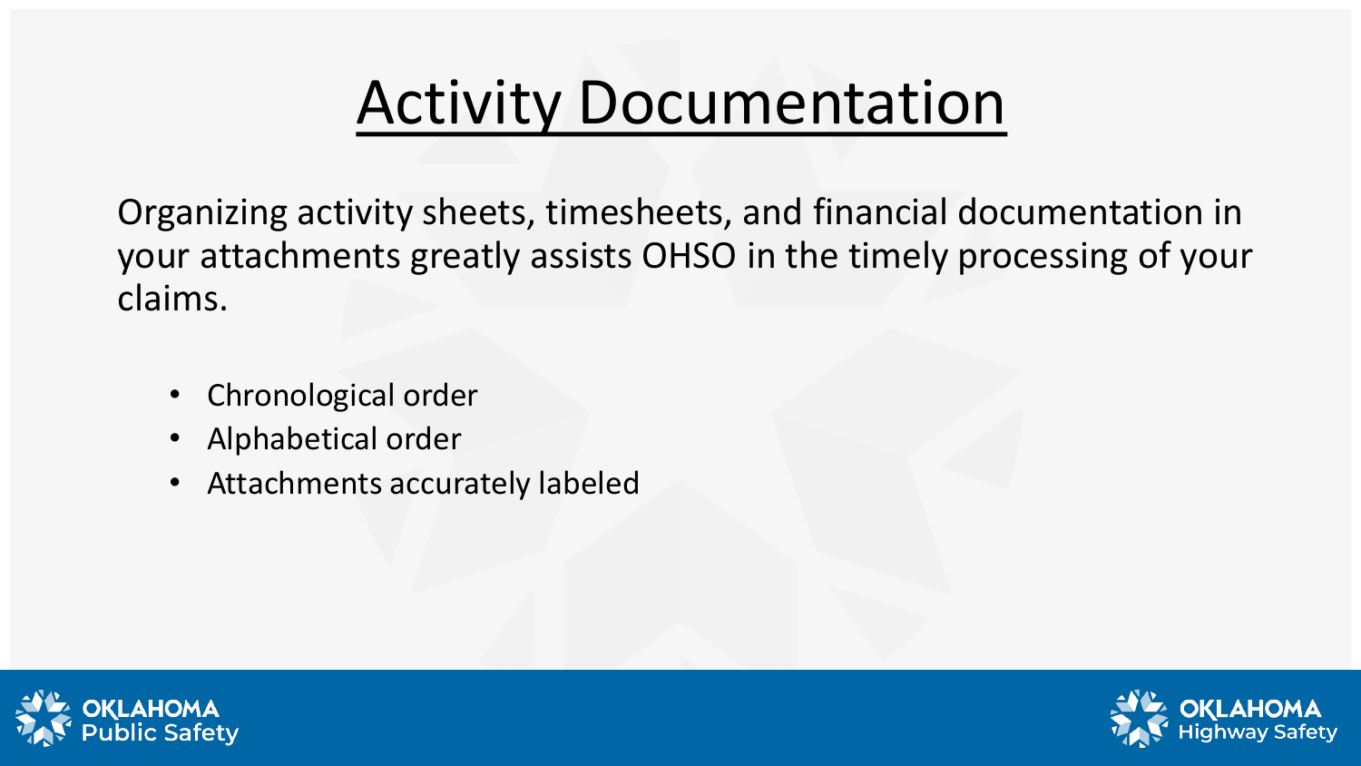# Activity Documentation

Organizing activity sheets, timesheets, and financial documentation in your attachments greatly assists OHSO in the timely processing of your claims.

- Chronological order
- Alphabetical order
- Attachments accurately labeled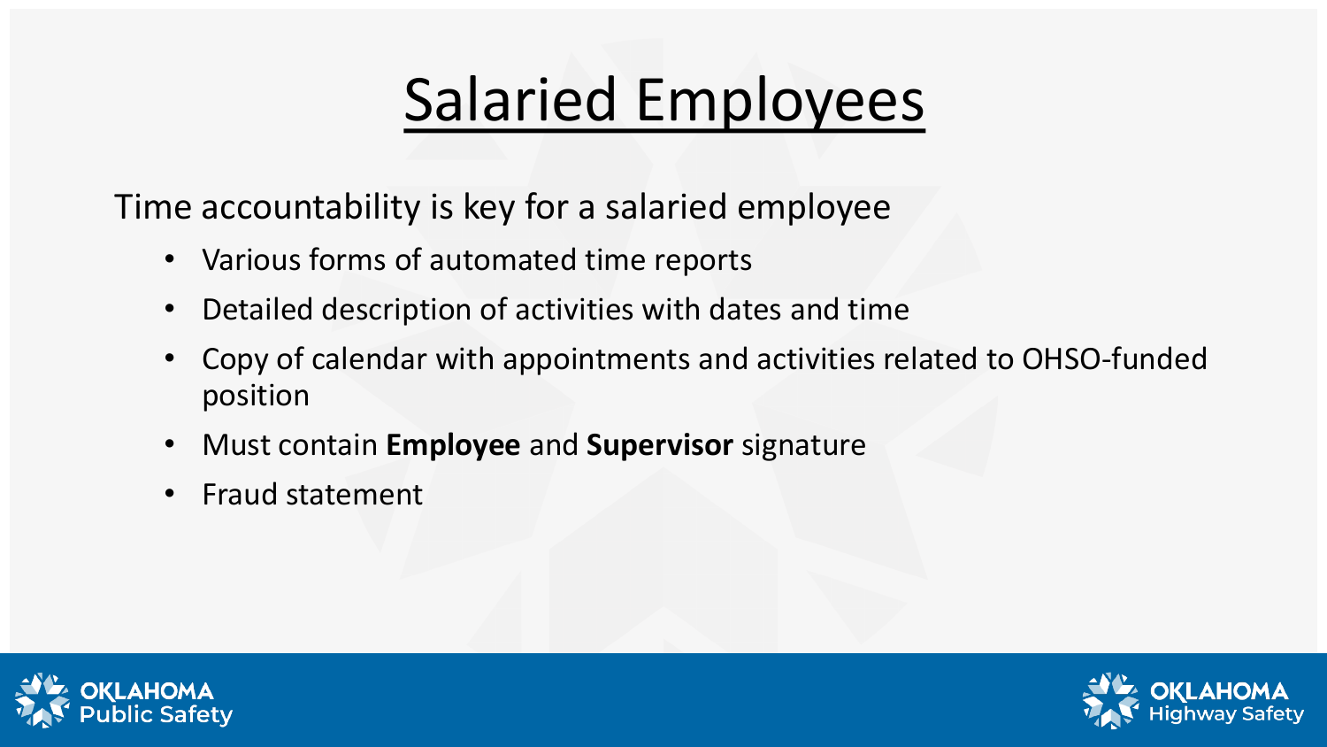# Salaried Employees

Time accountability is key for a salaried employee

- Various forms of automated time reports
- Detailed description of activities with dates and time
- Copy of calendar with appointments and activities related to OHSO-funded position
- Must contain **Employee** and **Supervisor** signature
- Fraud statement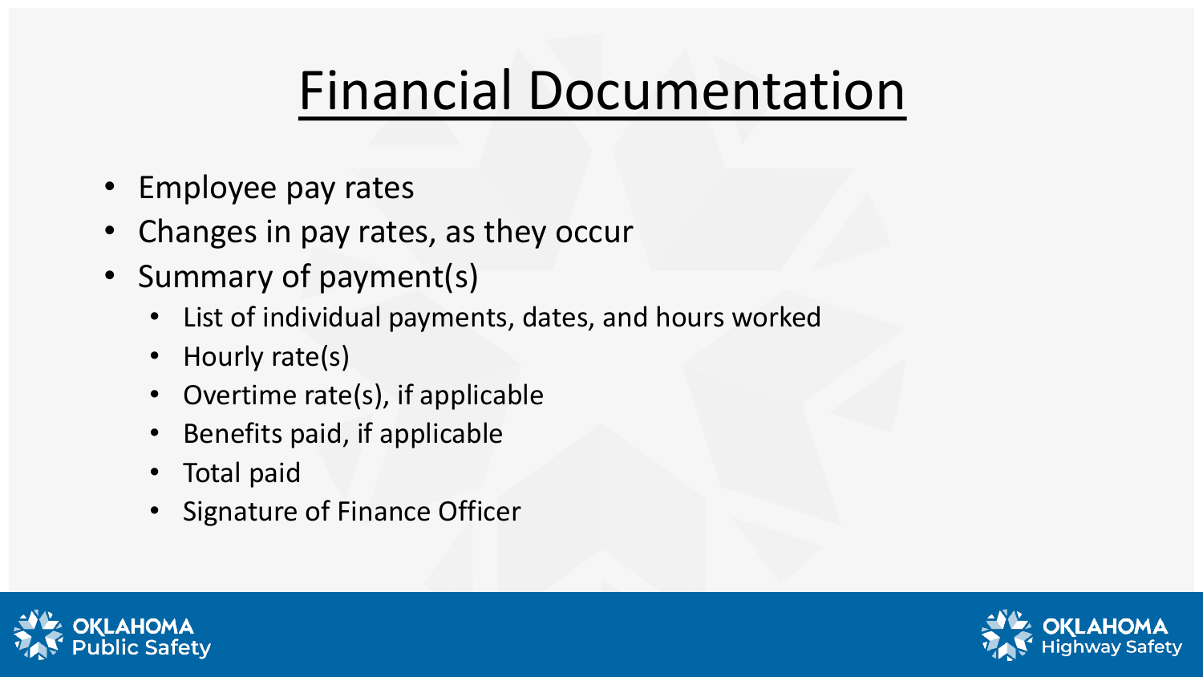# Financial Documentation

- Employee pay rates
- Changes in pay rates, as they occur
- Summary of payment(s)
  - List of individual payments, dates, and hours worked
  - Hourly rate(s)
  - Overtime rate(s), if applicable
  - Benefits paid, if applicable
  - Total paid
  - Signature of Finance Officer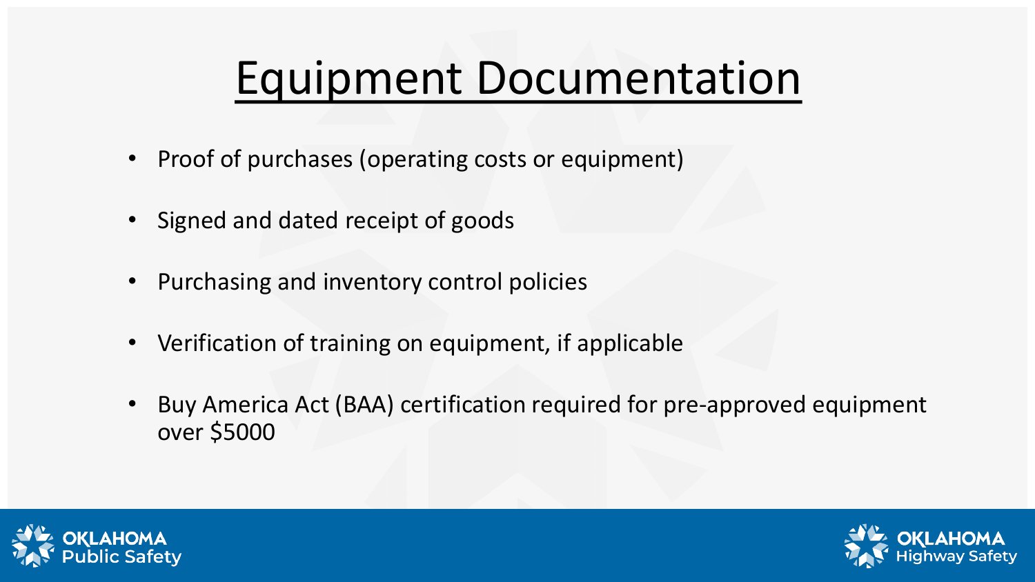# Equipment Documentation

- Proof of purchases (operating costs or equipment)
- Signed and dated receipt of goods
- Purchasing and inventory control policies
- Verification of training on equipment, if applicable
- Buy America Act (BAA) certification required for pre-approved equipment over $5000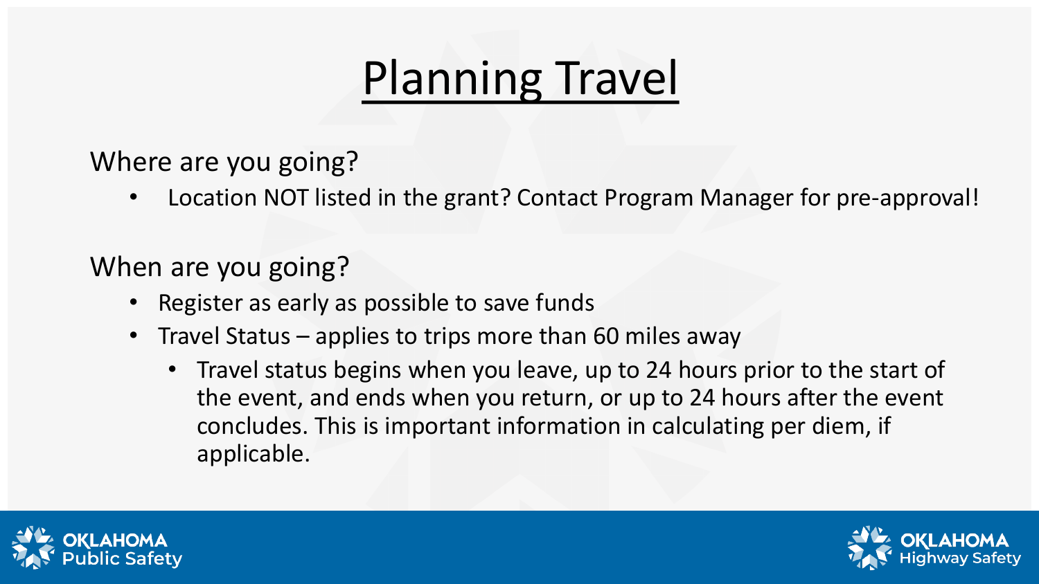# Planning Travel

Where are you going?

- Location NOT listed in the grant? Contact Program Manager for pre-approval!

When are you going?

- Register as early as possible to save funds
- Travel Status – applies to trips more than 60 miles away
  - Travel status begins when you leave, up to 24 hours prior to the start of the event, and ends when you return, or up to 24 hours after the event concludes. This is important information in calculating per diem, if applicable.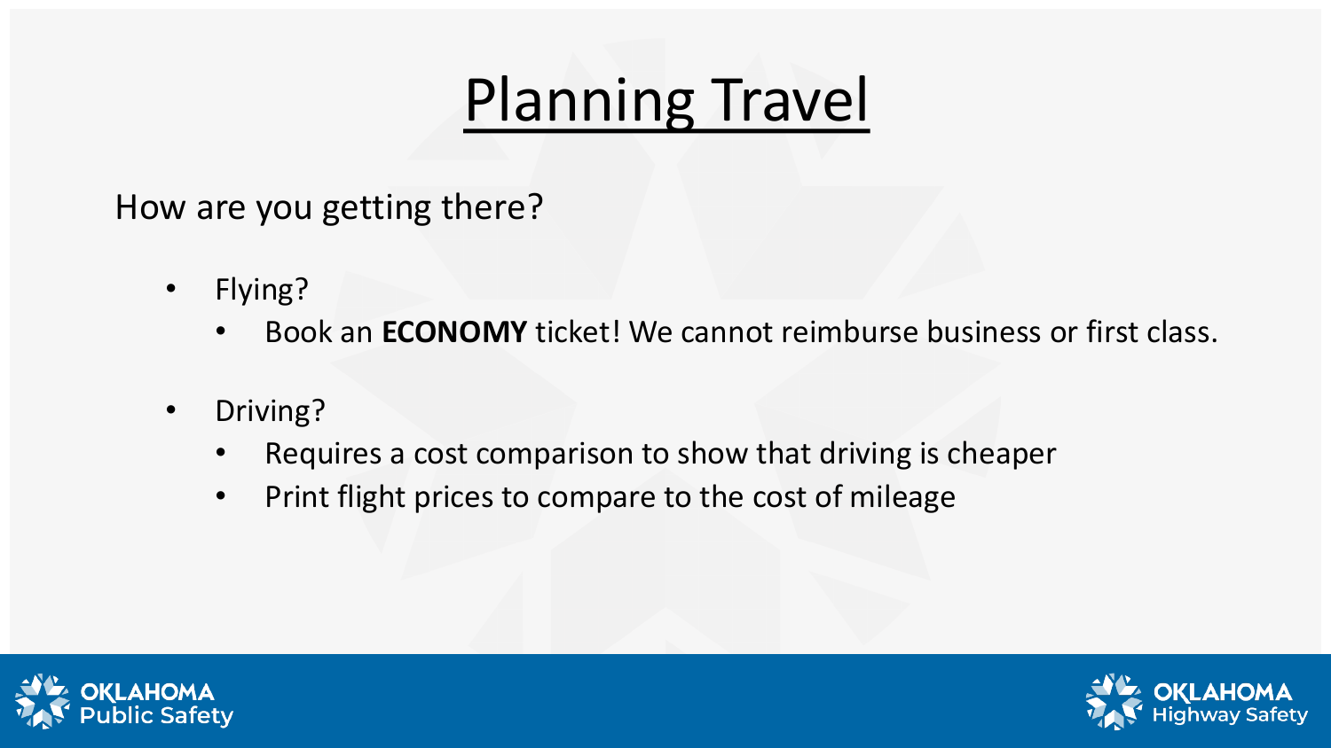# Planning Travel

How are you getting there?

- Flying?
  - Book an **ECONOMY** ticket! We cannot reimburse business or first class.
- Driving?
  - Requires a cost comparison to show that driving is cheaper
  - Print flight prices to compare to the cost of mileage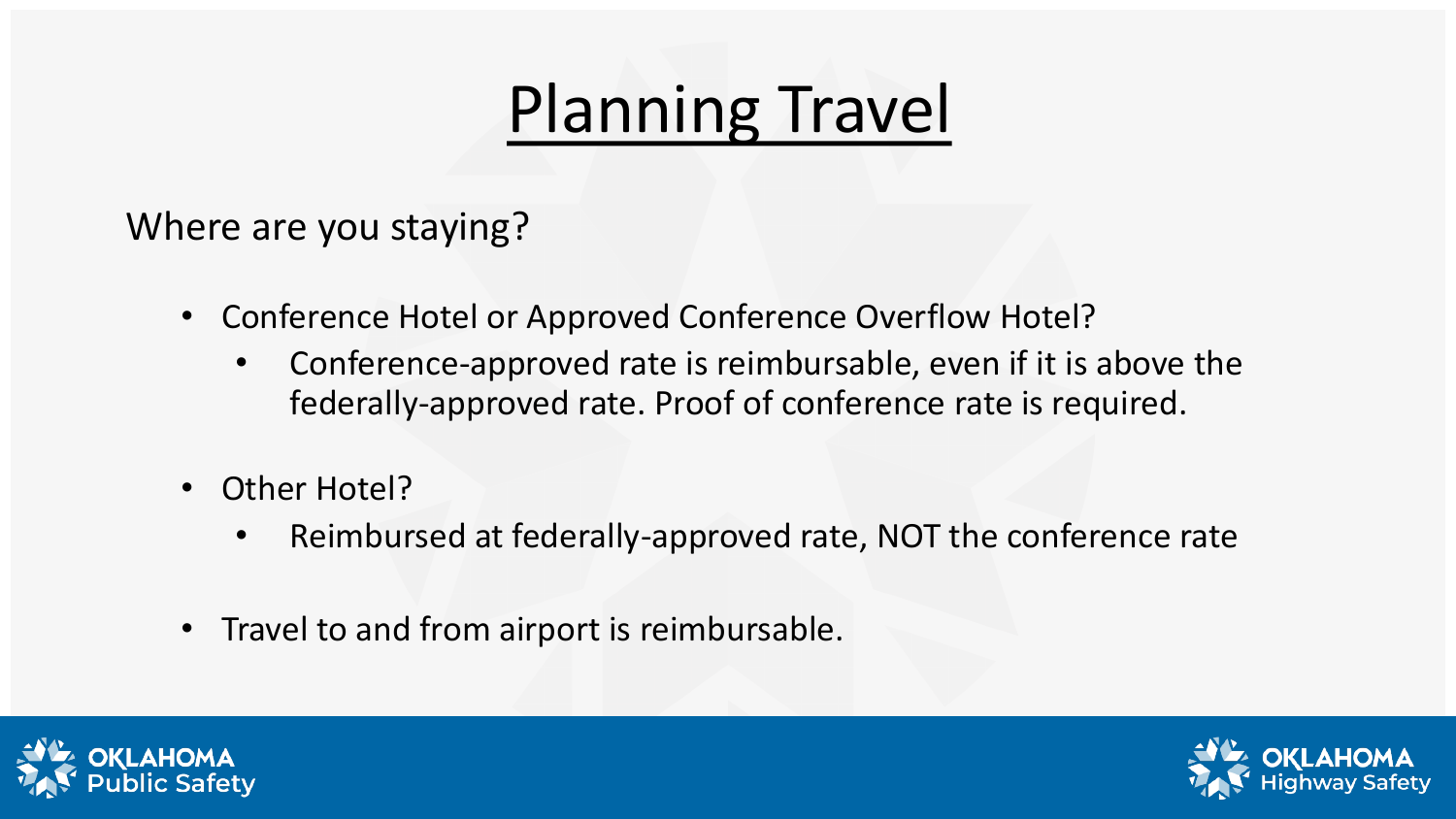# Planning Travel

Where are you staying?

- Conference Hotel or Approved Conference Overflow Hotel?
  - Conference-approved rate is reimbursable, even if it is above the federally-approved rate. Proof of conference rate is required.
- Other Hotel?
  - Reimbursed at federally-approved rate, NOT the conference rate
- Travel to and from airport is reimbursable.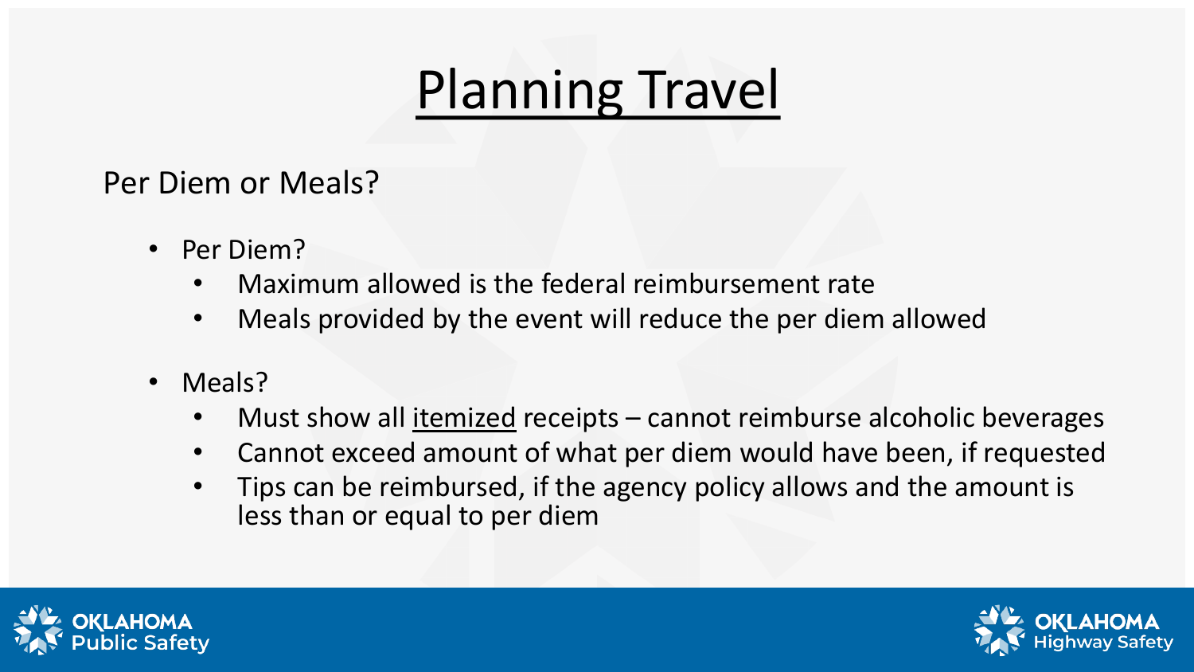# Planning Travel

Per Diem or Meals?

- Per Diem?
  - Maximum allowed is the federal reimbursement rate
  - Meals provided by the event will reduce the per diem allowed
- Meals?
  - Must show all itemized receipts – cannot reimburse alcoholic beverages
  - Cannot exceed amount of what per diem would have been, if requested
  - Tips can be reimbursed, if the agency policy allows and the amount is less than or equal to per diem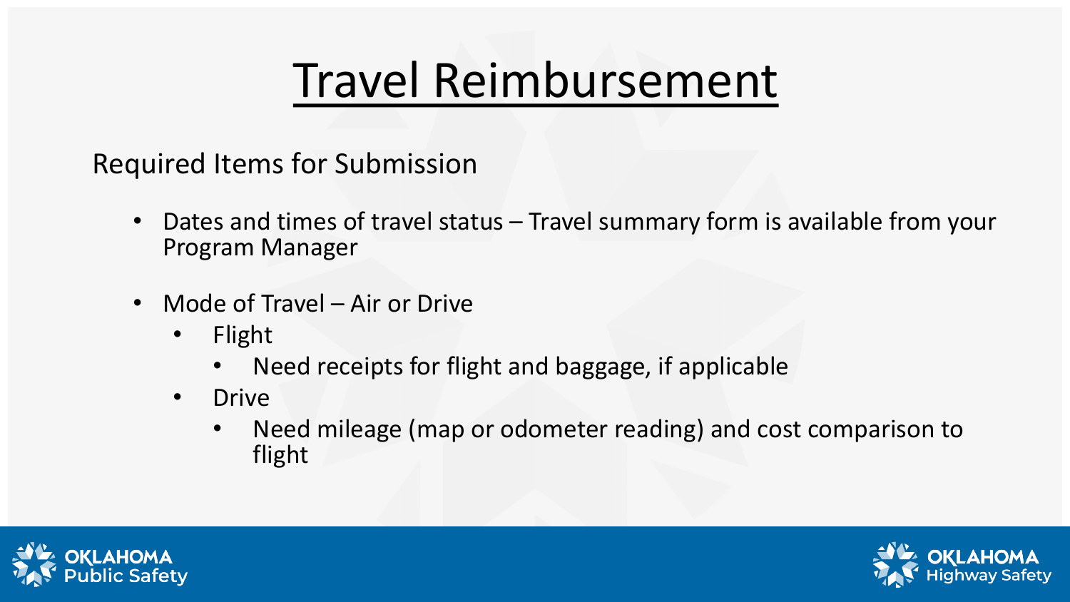# Travel Reimbursement

Required Items for Submission

- Dates and times of travel status – Travel summary form is available from your Program Manager
- Mode of Travel – Air or Drive
  - Flight
    - Need receipts for flight and baggage, if applicable
  - Drive
    - Need mileage (map or odometer reading) and cost comparison to flight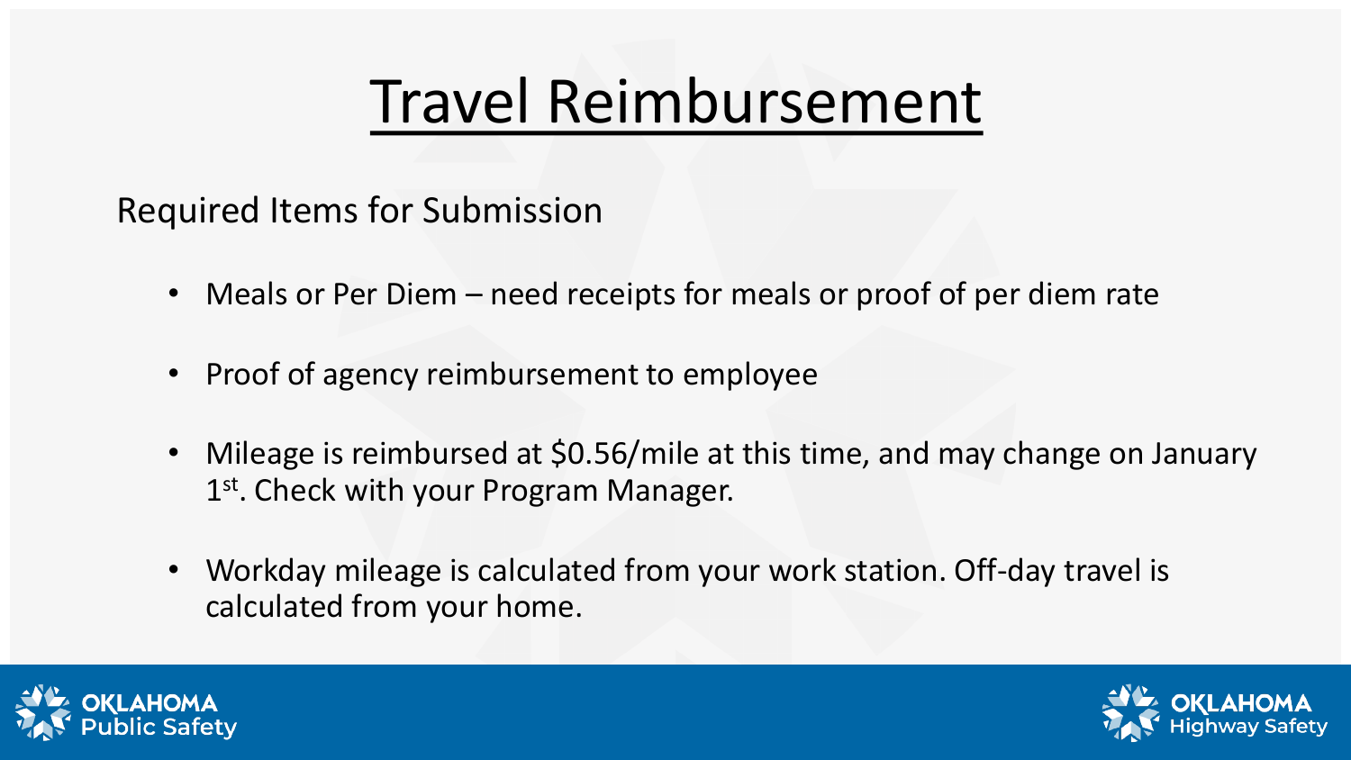# Travel Reimbursement

Required Items for Submission

- Meals or Per Diem – need receipts for meals or proof of per diem rate
- Proof of agency reimbursement to employee
- Mileage is reimbursed at $0.56/mile at this time, and may change on January 1st. Check with your Program Manager.
- Workday mileage is calculated from your work station. Off-day travel is calculated from your home.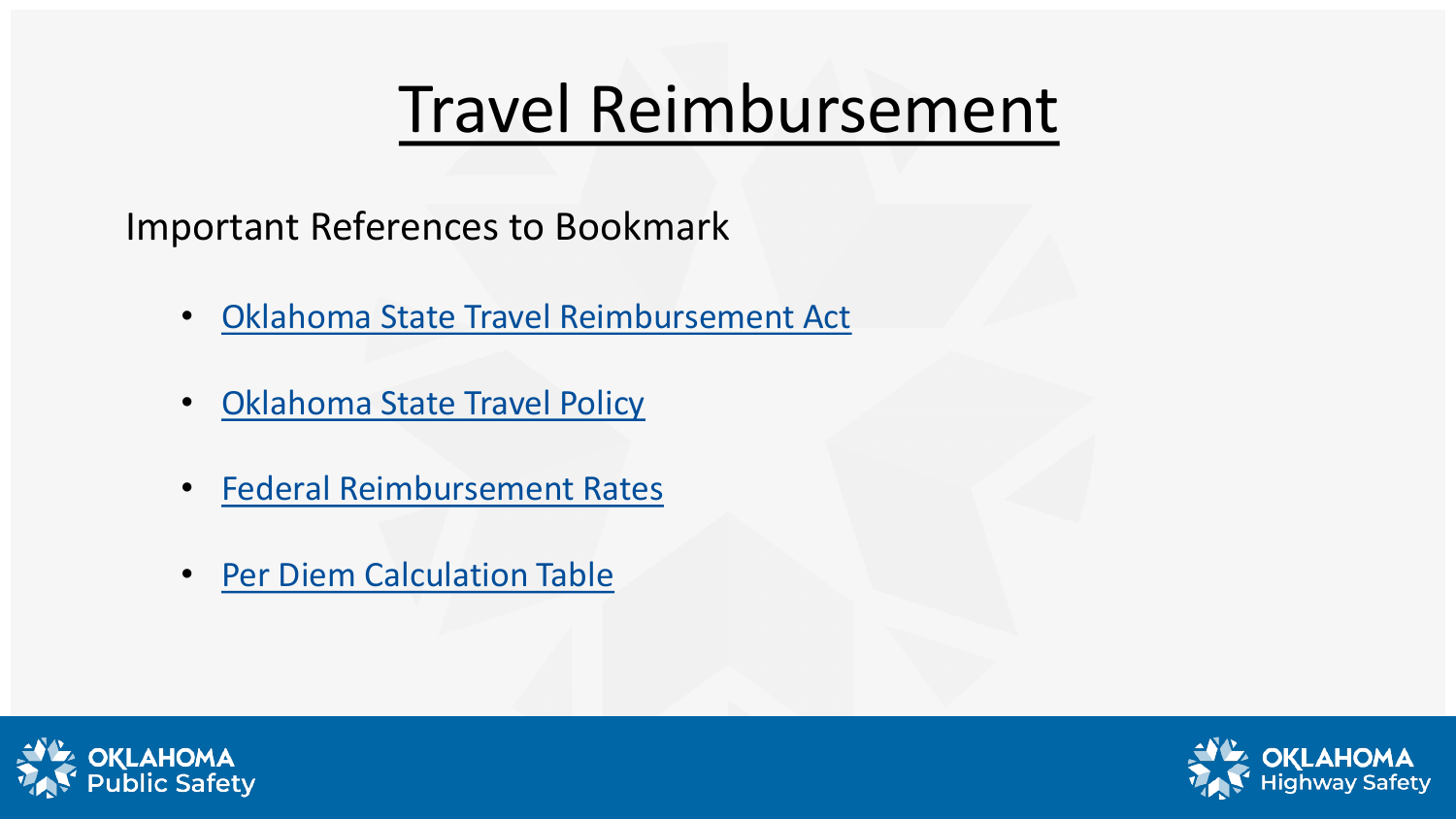# Travel Reimbursement

Important References to Bookmark

- Oklahoma State Travel Reimbursement Act
- Oklahoma State Travel Policy
- Federal Reimbursement Rates
- Per Diem Calculation Table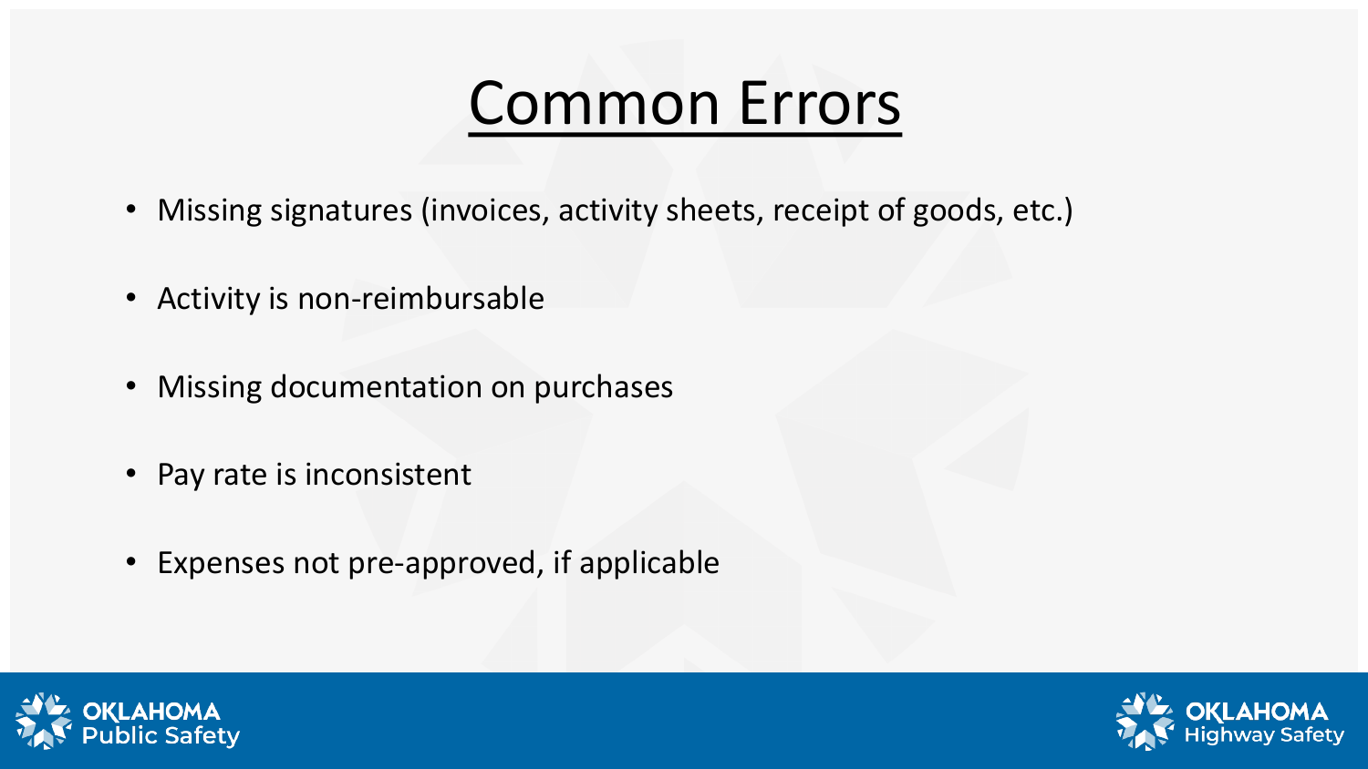# Common Errors

- Missing signatures (invoices, activity sheets, receipt of goods, etc.)
- Activity is non-reimbursable
- Missing documentation on purchases
- Pay rate is inconsistent
- Expenses not pre-approved, if applicable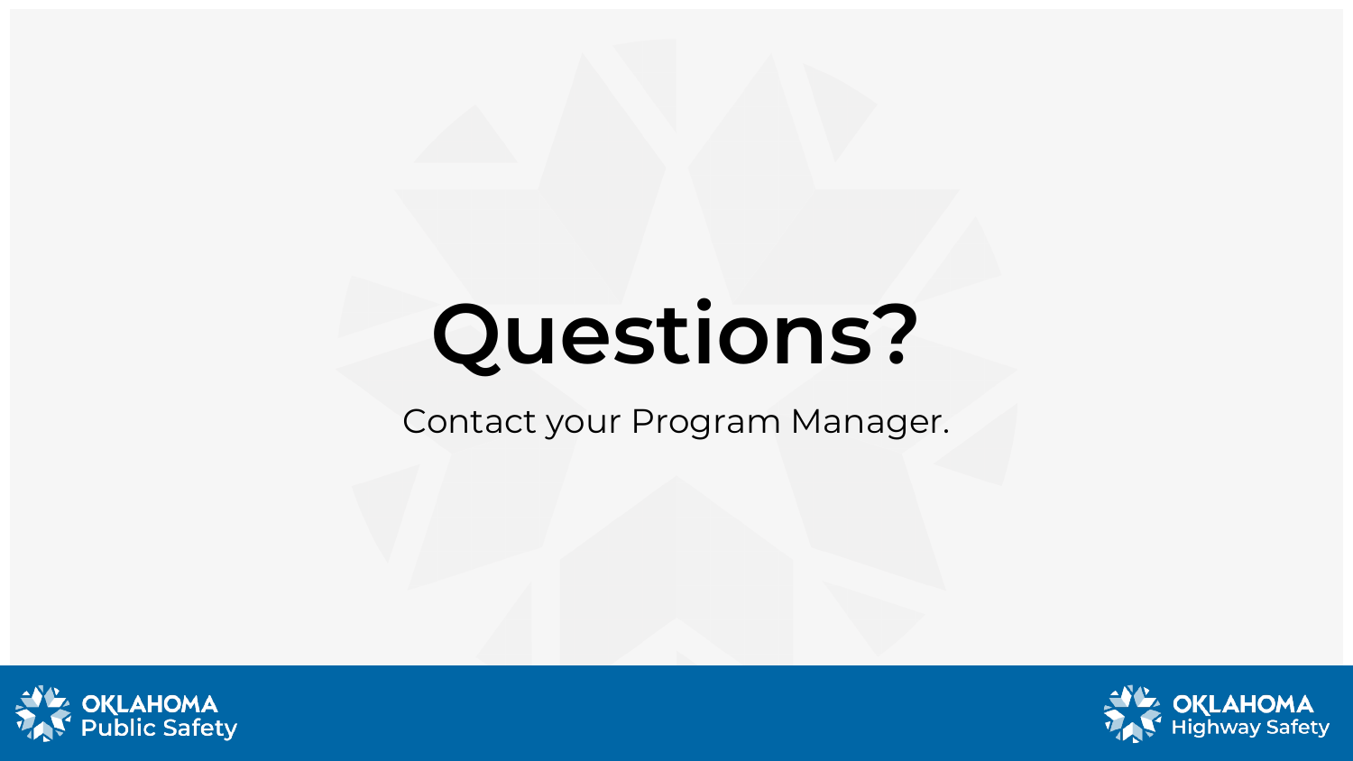# Questions?

Contact your Program Manager.